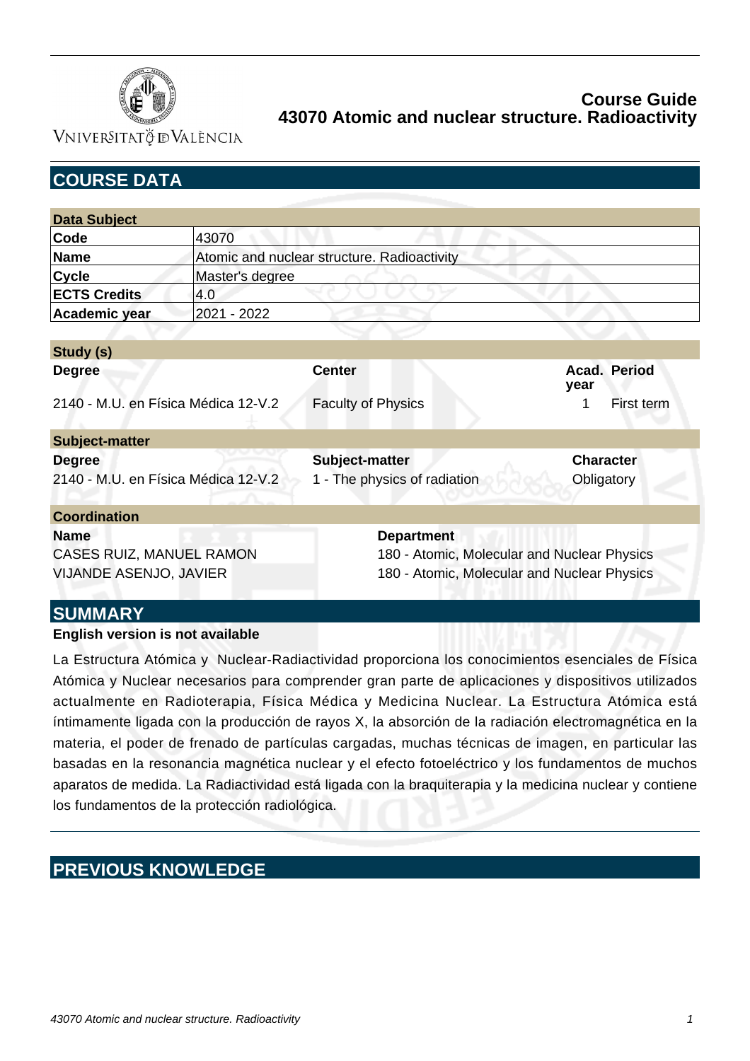# Course Guide
# 43070 Atomic and nuclear structure. Radioactivity

## COURSE DATA

| Data Subject | |
|---|---|
| **Code** | 43070 |
| **Name** | Atomic and nuclear structure. Radioactivity |
| **Cycle** | Master's degree |
| **ECTS Credits** | 4.0 |
| **Academic year** | 2021 - 2022 |

**Study (s)**

| Degree | Center | Acad. year | Period |
|---|---|---|---|
| 2140 - M.U. en Física Médica 12-V.2 | Faculty of Physics | 1 | First term |

**Subject-matter**

| Degree | Subject-matter | Character |
|---|---|---|
| 2140 - M.U. en Física Médica 12-V.2 | 1 - The physics of radiation | Obligatory |

**Coordination**

| Name | Department |
|---|---|
| CASES RUIZ, MANUEL RAMON | 180 - Atomic, Molecular and Nuclear Physics |
| VIJANDE ASENJO, JAVIER | 180 - Atomic, Molecular and Nuclear Physics |

## SUMMARY

**English version is not available**

La Estructura Atómica y Nuclear-Radiactividad proporciona los conocimientos esenciales de Física Atómica y Nuclear necesarios para comprender gran parte de aplicaciones y dispositivos utilizados actualmente en Radioterapia, Física Médica y Medicina Nuclear. La Estructura Atómica está íntimamente ligada con la producción de rayos X, la absorción de la radiación electromagnética en la materia, el poder de frenado de partículas cargadas, muchas técnicas de imagen, en particular las basadas en la resonancia magnética nuclear y el efecto fotoeléctrico y los fundamentos de muchos aparatos de medida. La Radiactividad está ligada con la braquiterapia y la medicina nuclear y contiene los fundamentos de la protección radiológica.

## PREVIOUS KNOWLEDGE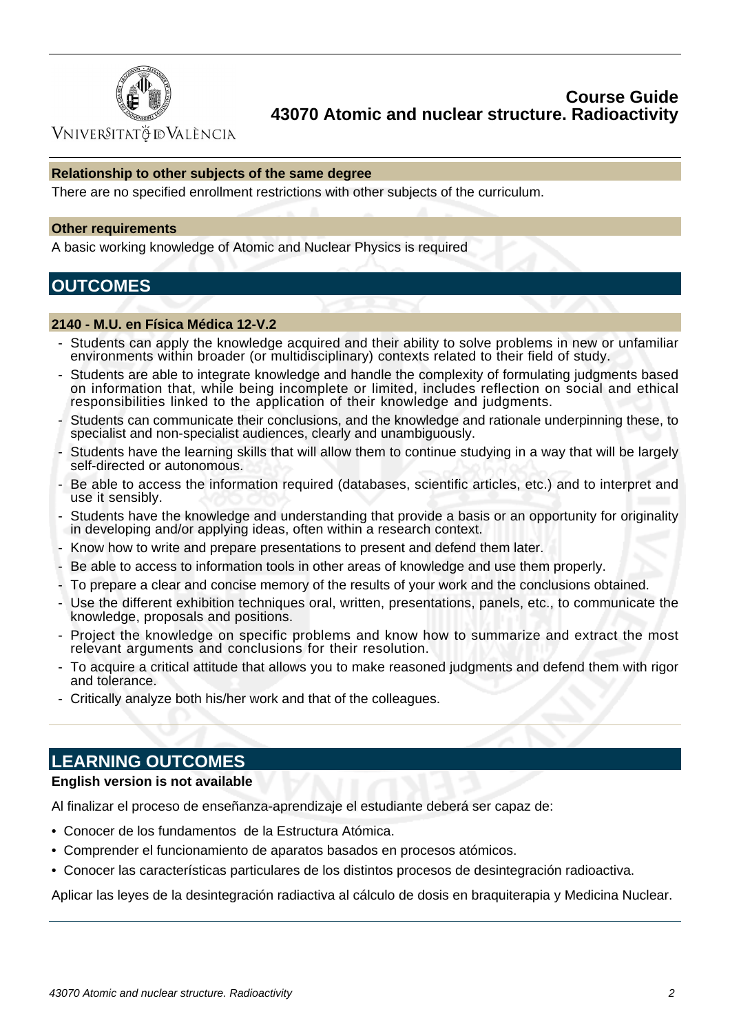### Relationship to other subjects of the same degree

There are no specified enrollment restrictions with other subjects of the curriculum.

### Other requirements

A basic working knowledge of Atomic and Nuclear Physics is required

## OUTCOMES

### 2140 - M.U. en Física Médica 12-V.2

- Students can apply the knowledge acquired and their ability to solve problems in new or unfamiliar environments within broader (or multidisciplinary) contexts related to their field of study.
- Students are able to integrate knowledge and handle the complexity of formulating judgments based on information that, while being incomplete or limited, includes reflection on social and ethical responsibilities linked to the application of their knowledge and judgments.
- Students can communicate their conclusions, and the knowledge and rationale underpinning these, to specialist and non-specialist audiences, clearly and unambiguously.
- Students have the learning skills that will allow them to continue studying in a way that will be largely self-directed or autonomous.
- Be able to access the information required (databases, scientific articles, etc.) and to interpret and use it sensibly.
- Students have the knowledge and understanding that provide a basis or an opportunity for originality in developing and/or applying ideas, often within a research context.
- Know how to write and prepare presentations to present and defend them later.
- Be able to access to information tools in other areas of knowledge and use them properly.
- To prepare a clear and concise memory of the results of your work and the conclusions obtained.
- Use the different exhibition techniques oral, written, presentations, panels, etc., to communicate the knowledge, proposals and positions.
- Project the knowledge on specific problems and know how to summarize and extract the most relevant arguments and conclusions for their resolution.
- To acquire a critical attitude that allows you to make reasoned judgments and defend them with rigor and tolerance.
- Critically analyze both his/her work and that of the colleagues.

## LEARNING OUTCOMES

**English version is not available**

Al finalizar el proceso de enseñanza-aprendizaje el estudiante deberá ser capaz de:

- Conocer de los fundamentos de la Estructura Atómica.
- Comprender el funcionamiento de aparatos basados en procesos atómicos.
- Conocer las características particulares de los distintos procesos de desintegración radioactiva.

Aplicar las leyes de la desintegración radiactiva al cálculo de dosis en braquiterapia y Medicina Nuclear.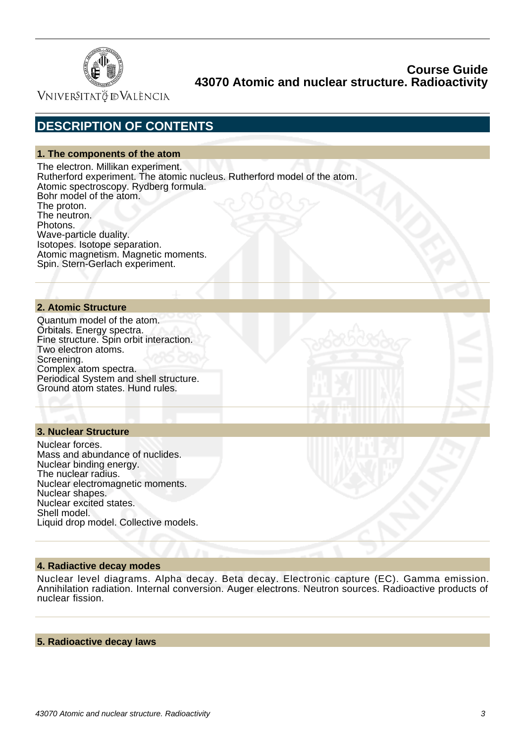## DESCRIPTION OF CONTENTS

### 1. The components of the atom

The electron. Millikan experiment.
Rutherford experiment. The atomic nucleus. Rutherford model of the atom.
Atomic spectroscopy. Rydberg formula.
Bohr model of the atom.
The proton.
The neutron.
Photons.
Wave-particle duality.
Isotopes. Isotope separation.
Atomic magnetism. Magnetic moments.
Spin. Stern-Gerlach experiment.

### 2. Atomic Structure

Quantum model of the atom.
Orbitals. Energy spectra.
Fine structure. Spin orbit interaction.
Two electron atoms.
Screening.
Complex atom spectra.
Periodical System and shell structure.
Ground atom states. Hund rules.

### 3. Nuclear Structure

Nuclear forces.
Mass and abundance of nuclides.
Nuclear binding energy.
The nuclear radius.
Nuclear electromagnetic moments.
Nuclear shapes.
Nuclear excited states.
Shell model.
Liquid drop model. Collective models.

### 4. Radiactive decay modes

Nuclear level diagrams. Alpha decay. Beta decay. Electronic capture (EC). Gamma emission. Annihilation radiation. Internal conversion. Auger electrons. Neutron sources. Radioactive products of nuclear fission.

### 5. Radioactive decay laws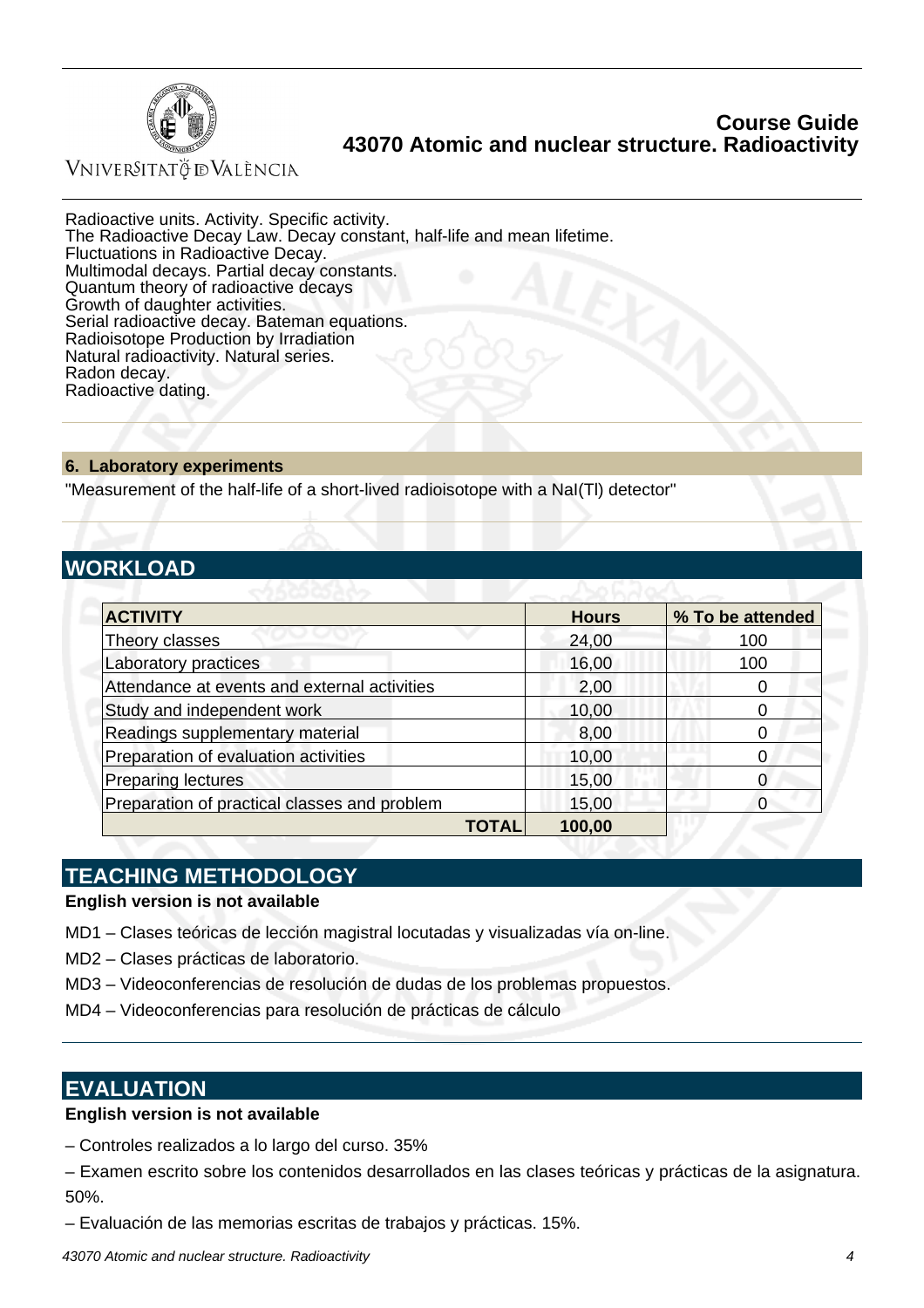Radioactive units. Activity. Specific activity.
The Radioactive Decay Law. Decay constant, half-life and mean lifetime.
Fluctuations in Radioactive Decay.
Multimodal decays. Partial decay constants.
Quantum theory of radioactive decays
Growth of daughter activities.
Serial radioactive decay. Bateman equations.
Radioisotope Production by Irradiation
Natural radioactivity. Natural series.
Radon decay.
Radioactive dating.

### 6. Laboratory experiments

"Measurement of the half-life of a short-lived radioisotope with a NaI(Tl) detector"

## WORKLOAD

| ACTIVITY | Hours | % To be attended |
|---|---|---|
| Theory classes | 24,00 | 100 |
| Laboratory practices | 16,00 | 100 |
| Attendance at events and external activities | 2,00 | 0 |
| Study and independent work | 10,00 | 0 |
| Readings supplementary material | 8,00 | 0 |
| Preparation of evaluation activities | 10,00 | 0 |
| Preparing lectures | 15,00 | 0 |
| Preparation of practical classes and problem | 15,00 | 0 |
| **TOTAL** | **100,00** | |

## TEACHING METHODOLOGY

**English version is not available**

MD1 – Clases teóricas de lección magistral locutadas y visualizadas vía on-line.

MD2 – Clases prácticas de laboratorio.

MD3 – Videoconferencias de resolución de dudas de los problemas propuestos.

MD4 – Videoconferencias para resolución de prácticas de cálculo

## EVALUATION

**English version is not available**

– Controles realizados a lo largo del curso. 35%

– Examen escrito sobre los contenidos desarrollados en las clases teóricas y prácticas de la asignatura. 50%.

– Evaluación de las memorias escritas de trabajos y prácticas. 15%.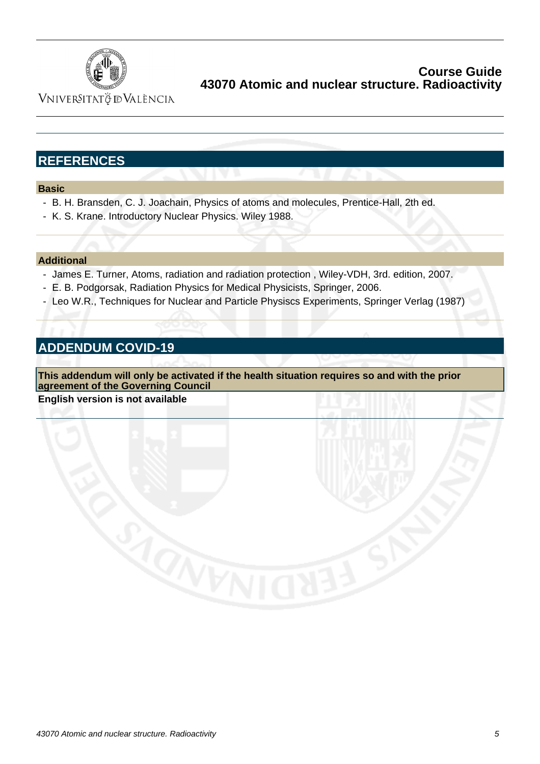## REFERENCES

### Basic

- B. H. Bransden, C. J. Joachain, Physics of atoms and molecules, Prentice-Hall, 2th ed.
- K. S. Krane. Introductory Nuclear Physics. Wiley 1988.

### Additional

- James E. Turner, Atoms, radiation and radiation protection , Wiley-VDH, 3rd. edition, 2007.
- E. B. Podgorsak, Radiation Physics for Medical Physicists, Springer, 2006.
- Leo W.R., Techniques for Nuclear and Particle Physiscs Experiments, Springer Verlag (1987)

## ADDENDUM COVID-19

**This addendum will only be activated if the health situation requires so and with the prior agreement of the Governing Council**

**English version is not available**